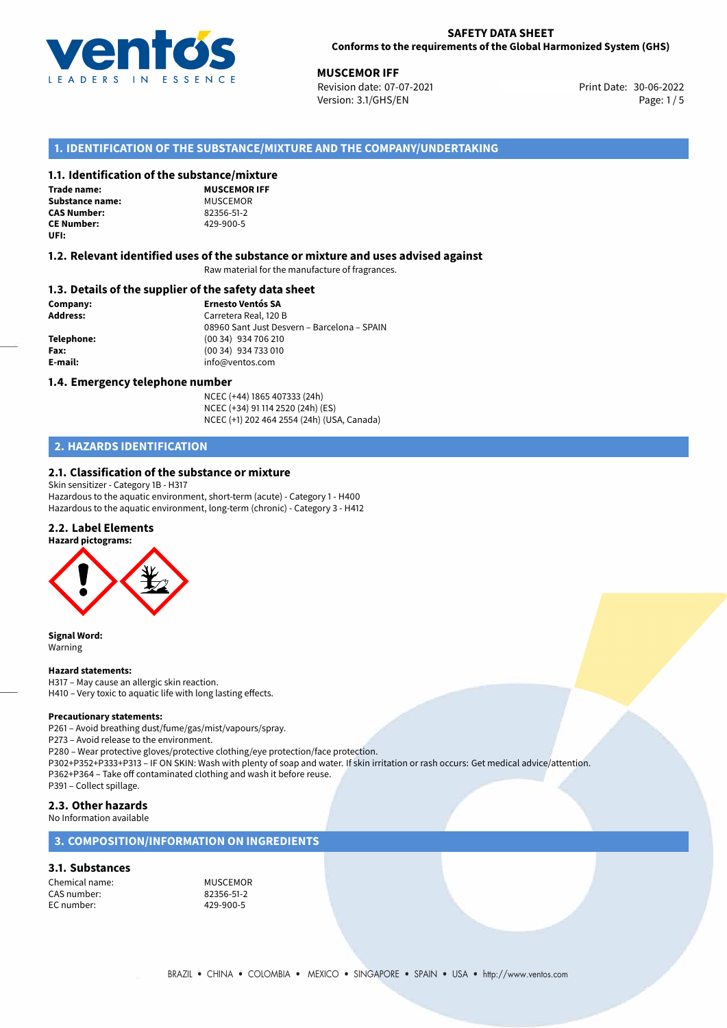**SAFETY DATA SHEET**
**Conforms to the requirements of the Global Harmonized System (GHS)**

**MUSCEMOR IFF**
Revision date: 07-07-2021
Version: 3.1/GHS/EN
Print Date: 30-06-2022

## 1. IDENTIFICATION OF THE SUBSTANCE/MIXTURE AND THE COMPANY/UNDERTAKING

### 1.1. Identification of the substance/mixture

**Trade name:** **MUSCEMOR IFF**
**Substance name:** MUSCEMOR
**CAS Number:** 82356-51-2
**CE Number:** 429-900-5
**UFI:**

### 1.2. Relevant identified uses of the substance or mixture and uses advised against

Raw material for the manufacture of fragrances.

### 1.3. Details of the supplier of the safety data sheet

**Company:** **Ernesto Ventós SA**
**Address:** Carretera Real, 120 B
08960 Sant Just Desvern – Barcelona – SPAIN
**Telephone:** (00 34) 934 706 210
**Fax:** (00 34) 934 733 010
**E-mail:** info@ventos.com

### 1.4. Emergency telephone number

NCEC (+44) 1865 407333 (24h)
NCEC (+34) 91 114 2520 (24h) (ES)
NCEC (+1) 202 464 2554 (24h) (USA, Canada)

## 2. HAZARDS IDENTIFICATION

### 2.1. Classification of the substance or mixture

Skin sensitizer - Category 1B - H317
Hazardous to the aquatic environment, short-term (acute) - Category 1 - H400
Hazardous to the aquatic environment, long-term (chronic) - Category 3 - H412

### 2.2. Label Elements

**Hazard pictograms:**

**Signal Word:**
Warning

**Hazard statements:**
H317 – May cause an allergic skin reaction.
H410 – Very toxic to aquatic life with long lasting effects.

**Precautionary statements:**
P261 – Avoid breathing dust/fume/gas/mist/vapours/spray.
P273 – Avoid release to the environment.
P280 – Wear protective gloves/protective clothing/eye protection/face protection.
P302+P352+P333+P313 – IF ON SKIN: Wash with plenty of soap and water. If skin irritation or rash occurs: Get medical advice/attention.
P362+P364 – Take off contaminated clothing and wash it before reuse.
P391 – Collect spillage.

### 2.3. Other hazards

No Information available

## 3. COMPOSITION/INFORMATION ON INGREDIENTS

### 3.1. Substances

Chemical name: MUSCEMOR
CAS number: 82356-51-2
EC number: 429-900-5

BRAZIL • CHINA • COLOMBIA • MEXICO • SINGAPORE • SPAIN • USA • http://www.ventos.com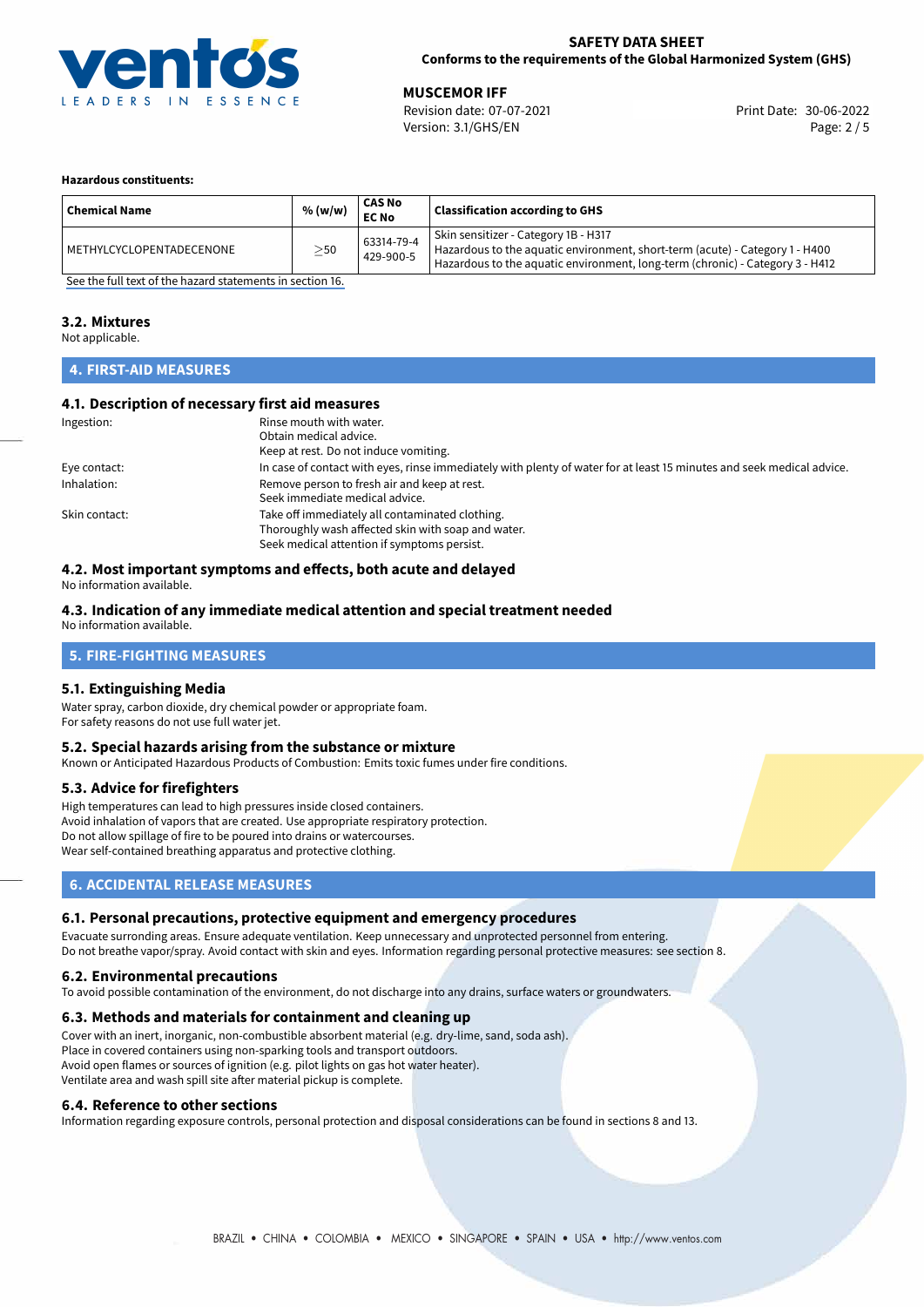**Hazardous constituents:**

| Chemical Name | % (w/w) | CAS No<br>EC No | Classification according to GHS |
|---|---|---|---|
| METHYLCYCLOPENTADECENONE | $\geq$50 | 63314-79-4<br>429-900-5 | Skin sensitizer - Category 1B - H317<br>Hazardous to the aquatic environment, short-term (acute) - Category 1 - H400<br>Hazardous to the aquatic environment, long-term (chronic) - Category 3 - H412 |

See the full text of the hazard statements in section 16.

### 3.2. Mixtures

Not applicable.

## 4. FIRST-AID MEASURES

### 4.1. Description of necessary first aid measures

Ingestion: Rinse mouth with water.
Obtain medical advice.
Keep at rest. Do not induce vomiting.

Eye contact: In case of contact with eyes, rinse immediately with plenty of water for at least 15 minutes and seek medical advice.

Inhalation: Remove person to fresh air and keep at rest.
Seek immediate medical advice.

Skin contact: Take off immediately all contaminated clothing.
Thoroughly wash affected skin with soap and water.
Seek medical attention if symptoms persist.

### 4.2. Most important symptoms and effects, both acute and delayed

No information available.

### 4.3. Indication of any immediate medical attention and special treatment needed

No information available.

## 5. FIRE-FIGHTING MEASURES

### 5.1. Extinguishing Media

Water spray, carbon dioxide, dry chemical powder or appropriate foam.
For safety reasons do not use full water jet.

### 5.2. Special hazards arising from the substance or mixture

Known or Anticipated Hazardous Products of Combustion: Emits toxic fumes under fire conditions.

### 5.3. Advice for firefighters

High temperatures can lead to high pressures inside closed containers.
Avoid inhalation of vapors that are created. Use appropriate respiratory protection.
Do not allow spillage of fire to be poured into drains or watercourses.
Wear self-contained breathing apparatus and protective clothing.

## 6. ACCIDENTAL RELEASE MEASURES

### 6.1. Personal precautions, protective equipment and emergency procedures

Evacuate surronding areas. Ensure adequate ventilation. Keep unnecessary and unprotected personnel from entering.
Do not breathe vapor/spray. Avoid contact with skin and eyes. Information regarding personal protective measures: see section 8.

### 6.2. Environmental precautions

To avoid possible contamination of the environment, do not discharge into any drains, surface waters or groundwaters.

### 6.3. Methods and materials for containment and cleaning up

Cover with an inert, inorganic, non-combustible absorbent material (e.g. dry-lime, sand, soda ash).
Place in covered containers using non-sparking tools and transport outdoors.
Avoid open flames or sources of ignition (e.g. pilot lights on gas hot water heater).
Ventilate area and wash spill site after material pickup is complete.

### 6.4. Reference to other sections

Information regarding exposure controls, personal protection and disposal considerations can be found in sections 8 and 13.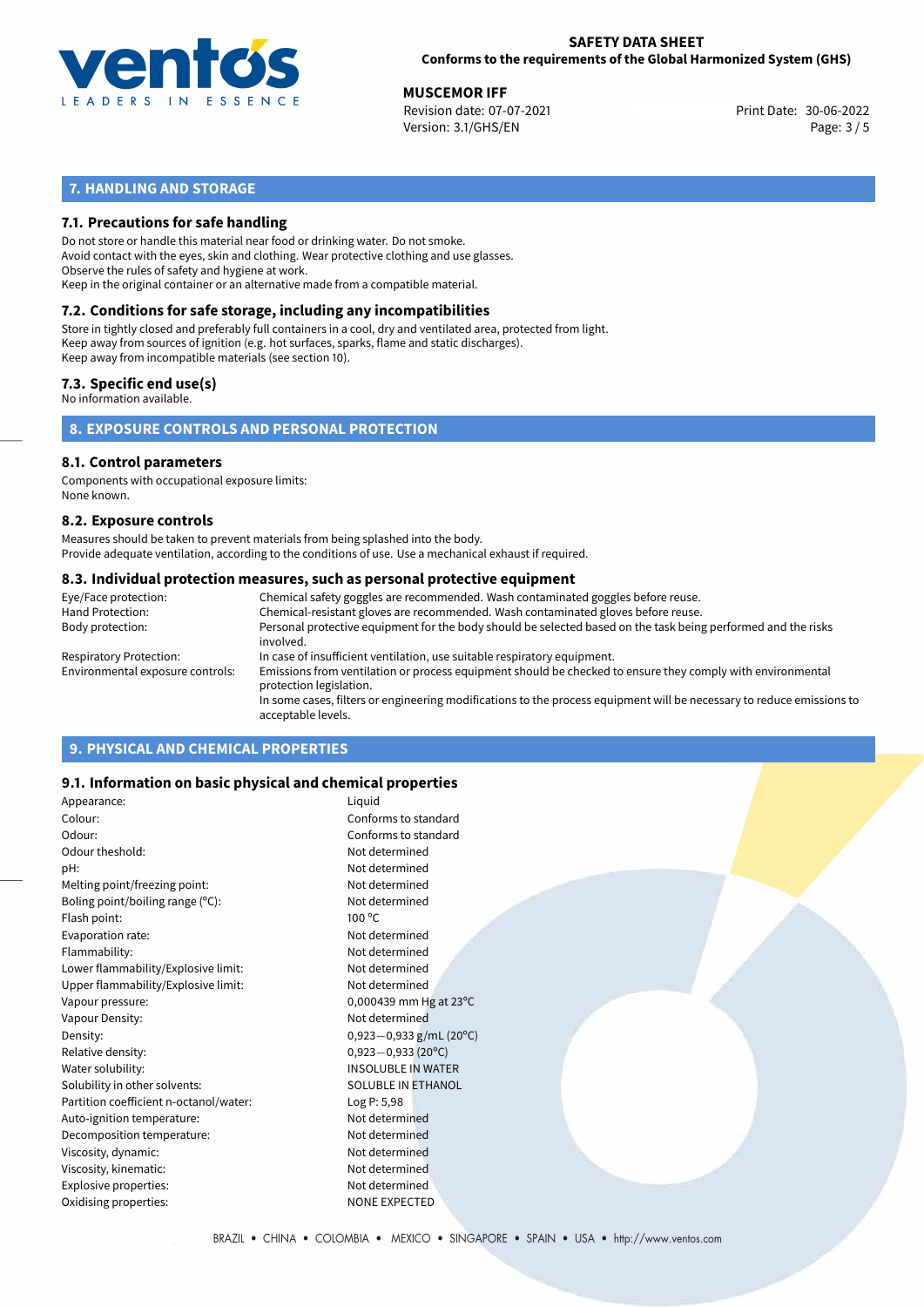## 7. HANDLING AND STORAGE

### 7.1. Precautions for safe handling

Do not store or handle this material near food or drinking water. Do not smoke.
Avoid contact with the eyes, skin and clothing. Wear protective clothing and use glasses.
Observe the rules of safety and hygiene at work.
Keep in the original container or an alternative made from a compatible material.

### 7.2. Conditions for safe storage, including any incompatibilities

Store in tightly closed and preferably full containers in a cool, dry and ventilated area, protected from light.
Keep away from sources of ignition (e.g. hot surfaces, sparks, flame and static discharges).
Keep away from incompatible materials (see section 10).

### 7.3. Specific end use(s)

No information available.

## 8. EXPOSURE CONTROLS AND PERSONAL PROTECTION

### 8.1. Control parameters

Components with occupational exposure limits:
None known.

### 8.2. Exposure controls

Measures should be taken to prevent materials from being splashed into the body.
Provide adequate ventilation, according to the conditions of use. Use a mechanical exhaust if required.

### 8.3. Individual protection measures, such as personal protective equipment

| | |
|---|---|
| Eye/Face protection: | Chemical safety goggles are recommended. Wash contaminated goggles before reuse. |
| Hand Protection: | Chemical-resistant gloves are recommended. Wash contaminated gloves before reuse. |
| Body protection: | Personal protective equipment for the body should be selected based on the task being performed and the risks involved. |
| Respiratory Protection: | In case of insufficient ventilation, use suitable respiratory equipment. |
| Environmental exposure controls: | Emissions from ventilation or process equipment should be checked to ensure they comply with environmental protection legislation. In some cases, filters or engineering modifications to the process equipment will be necessary to reduce emissions to acceptable levels. |

## 9. PHYSICAL AND CHEMICAL PROPERTIES

### 9.1. Information on basic physical and chemical properties

| | |
|---|---|
| Appearance: | Liquid |
| Colour: | Conforms to standard |
| Odour: | Conforms to standard |
| Odour theshold: | Not determined |
| pH: | Not determined |
| Melting point/freezing point: | Not determined |
| Boling point/boiling range (°C): | Not determined |
| Flash point: | 100 °C |
| Evaporation rate: | Not determined |
| Flammability: | Not determined |
| Lower flammability/Explosive limit: | Not determined |
| Upper flammability/Explosive limit: | Not determined |
| Vapour pressure: | 0,000439 mm Hg at 23°C |
| Vapour Density: | Not determined |
| Density: | 0,923−0,933 g/mL (20°C) |
| Relative density: | 0,923−0,933 (20°C) |
| Water solubility: | INSOLUBLE IN WATER |
| Solubility in other solvents: | SOLUBLE IN ETHANOL |
| Partition coefficient n-octanol/water: | Log P: 5,98 |
| Auto-ignition temperature: | Not determined |
| Decomposition temperature: | Not determined |
| Viscosity, dynamic: | Not determined |
| Viscosity, kinematic: | Not determined |
| Explosive properties: | Not determined |
| Oxidising properties: | NONE EXPECTED |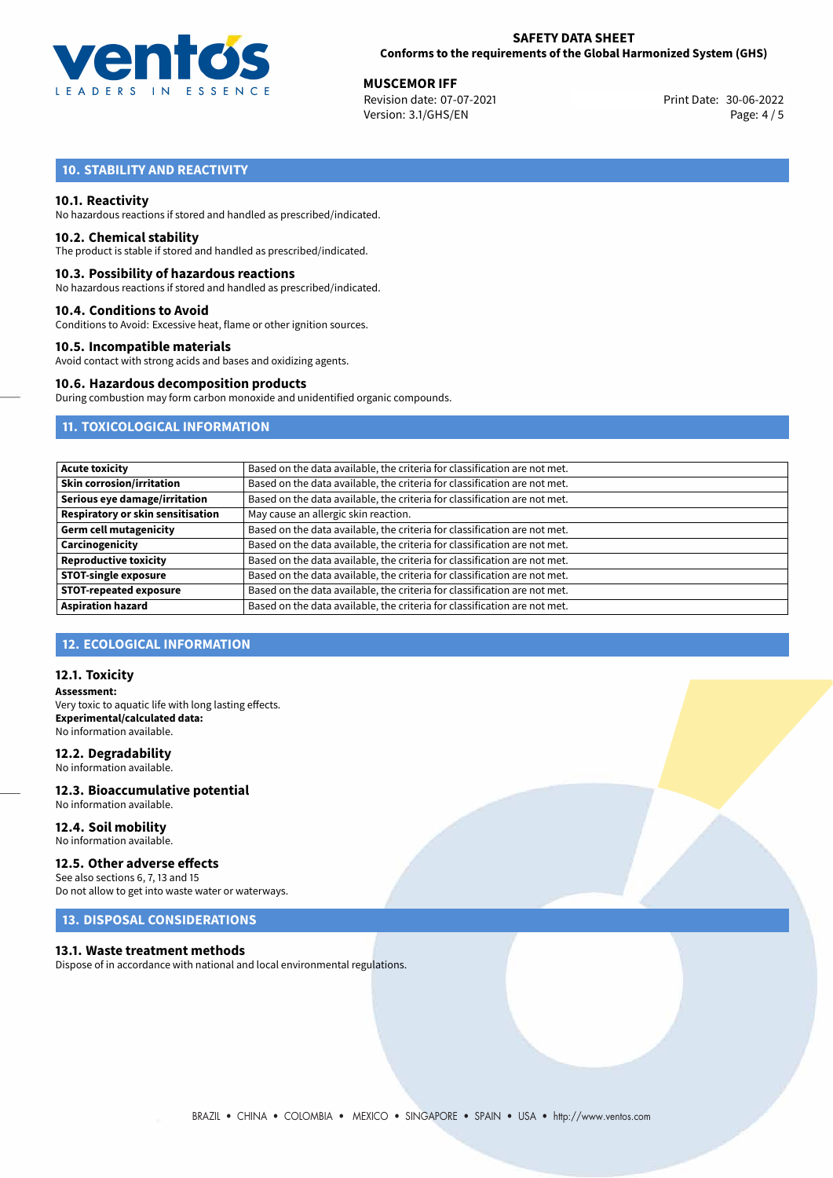## 10. STABILITY AND REACTIVITY

### 10.1. Reactivity
No hazardous reactions if stored and handled as prescribed/indicated.

### 10.2. Chemical stability
The product is stable if stored and handled as prescribed/indicated.

### 10.3. Possibility of hazardous reactions
No hazardous reactions if stored and handled as prescribed/indicated.

### 10.4. Conditions to Avoid
Conditions to Avoid: Excessive heat, flame or other ignition sources.

### 10.5. Incompatible materials
Avoid contact with strong acids and bases and oxidizing agents.

### 10.6. Hazardous decomposition products
During combustion may form carbon monoxide and unidentified organic compounds.

## 11. TOXICOLOGICAL INFORMATION

| | |
|---|---|
| **Acute toxicity** | Based on the data available, the criteria for classification are not met. |
| **Skin corrosion/irritation** | Based on the data available, the criteria for classification are not met. |
| **Serious eye damage/irritation** | Based on the data available, the criteria for classification are not met. |
| **Respiratory or skin sensitisation** | May cause an allergic skin reaction. |
| **Germ cell mutagenicity** | Based on the data available, the criteria for classification are not met. |
| **Carcinogenicity** | Based on the data available, the criteria for classification are not met. |
| **Reproductive toxicity** | Based on the data available, the criteria for classification are not met. |
| **STOT-single exposure** | Based on the data available, the criteria for classification are not met. |
| **STOT-repeated exposure** | Based on the data available, the criteria for classification are not met. |
| **Aspiration hazard** | Based on the data available, the criteria for classification are not met. |

## 12. ECOLOGICAL INFORMATION

### 12.1. Toxicity
**Assessment:**
Very toxic to aquatic life with long lasting effects.
**Experimental/calculated data:**
No information available.

### 12.2. Degradability
No information available.

### 12.3. Bioaccumulative potential
No information available.

### 12.4. Soil mobility
No information available.

### 12.5. Other adverse effects
See also sections 6, 7, 13 and 15
Do not allow to get into waste water or waterways.

## 13. DISPOSAL CONSIDERATIONS

### 13.1. Waste treatment methods
Dispose of in accordance with national and local environmental regulations.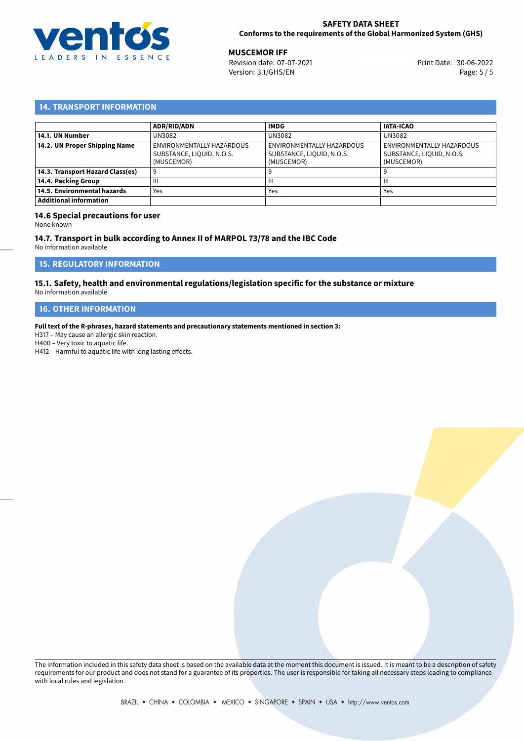## 14. TRANSPORT INFORMATION

| | ADR/RID/ADN | IMDG | IATA-ICAO |
|---|---|---|---|
| **14.1. UN Number** | UN3082 | UN3082 | UN3082 |
| **14.2. UN Proper Shipping Name** | ENVIRONMENTALLY HAZARDOUS SUBSTANCE, LIQUID, N.O.S. (MUSCEMOR) | ENVIRONMENTALLY HAZARDOUS SUBSTANCE, LIQUID, N.O.S. (MUSCEMOR) | ENVIRONMENTALLY HAZARDOUS SUBSTANCE, LIQUID, N.O.S. (MUSCEMOR) |
| **14.3. Transport Hazard Class(es)** | 9 | 9 | 9 |
| **14.4. Packing Group** | III | III | III |
| **14.5. Environmental hazards** | Yes | Yes | Yes |
| **Additional information** | | | |

### 14.6 Special precautions for user

None known

### 14.7. Transport in bulk according to Annex II of MARPOL 73/78 and the IBC Code

No information available

## 15. REGULATORY INFORMATION

### 15.1. Safety, health and environmental regulations/legislation specific for the substance or mixture

No information available

## 16. OTHER INFORMATION

**Full text of the R-phrases, hazard statements and precautionary statements mentioned in section 3:**

H317 – May cause an allergic skin reaction.
H400 – Very toxic to aquatic life.
H412 – Harmful to aquatic life with long lasting effects.

The information included in this safety data sheet is based on the available data at the moment this document is issued. It is meant to be a description of safety requirements for our product and does not stand for a guarantee of its properties. The user is responsible for taking all necessary steps leading to compliance with local rules and legislation.